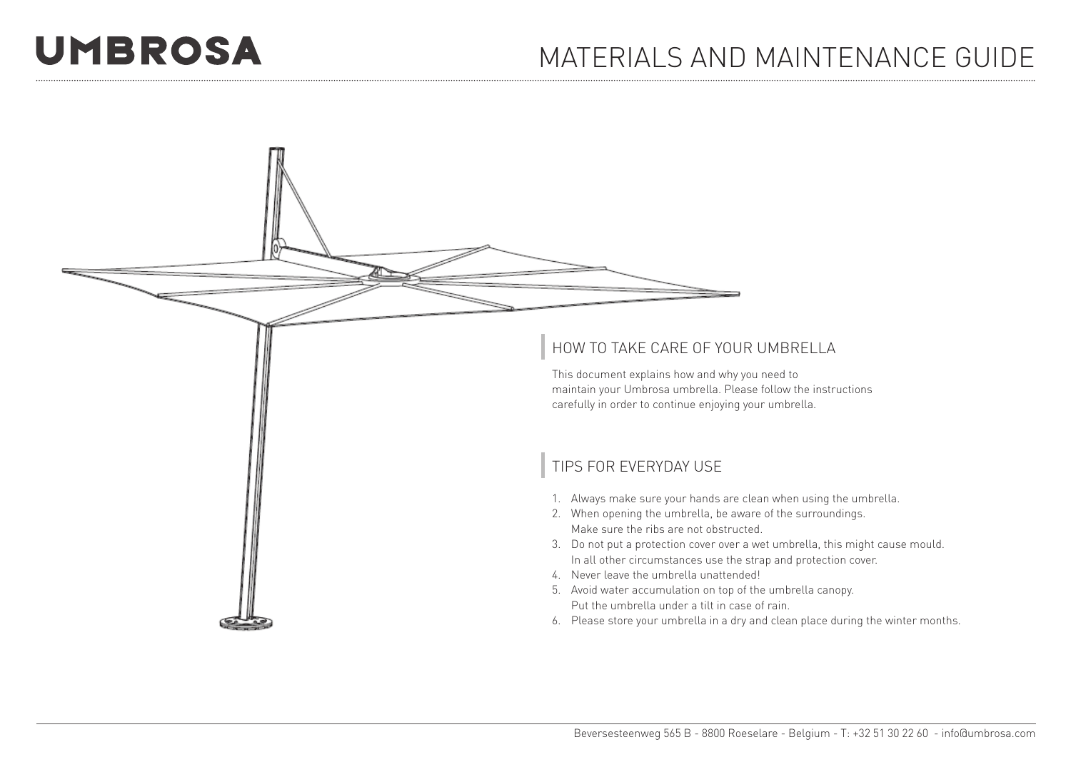UMBROSA

# MATERIALS AND MAINTENANCE GUIDE

## HOW TO TAKE CARE OF YOUR UMBRELLA

This document explains how and why you need to maintain your Umbrosa umbrella. Please follow the instructions carefully in order to continue enjoying your umbrella.

## TIPS FOR EVERYDAY USE

1. Always make sure your hands are clean when using the umbrella.
2. When opening the umbrella, be aware of the surroundings. Make sure the ribs are not obstructed.
3. Do not put a protection cover over a wet umbrella, this might cause mould. In all other circumstances use the strap and protection cover.
4. Never leave the umbrella unattended!
5. Avoid water accumulation on top of the umbrella canopy. Put the umbrella under a tilt in case of rain.
6. Please store your umbrella in a dry and clean place during the winter months.

Beversesteenweg 565 B - 8800 Roeselare - Belgium - T: +32 51 30 22 60 - info@umbrosa.com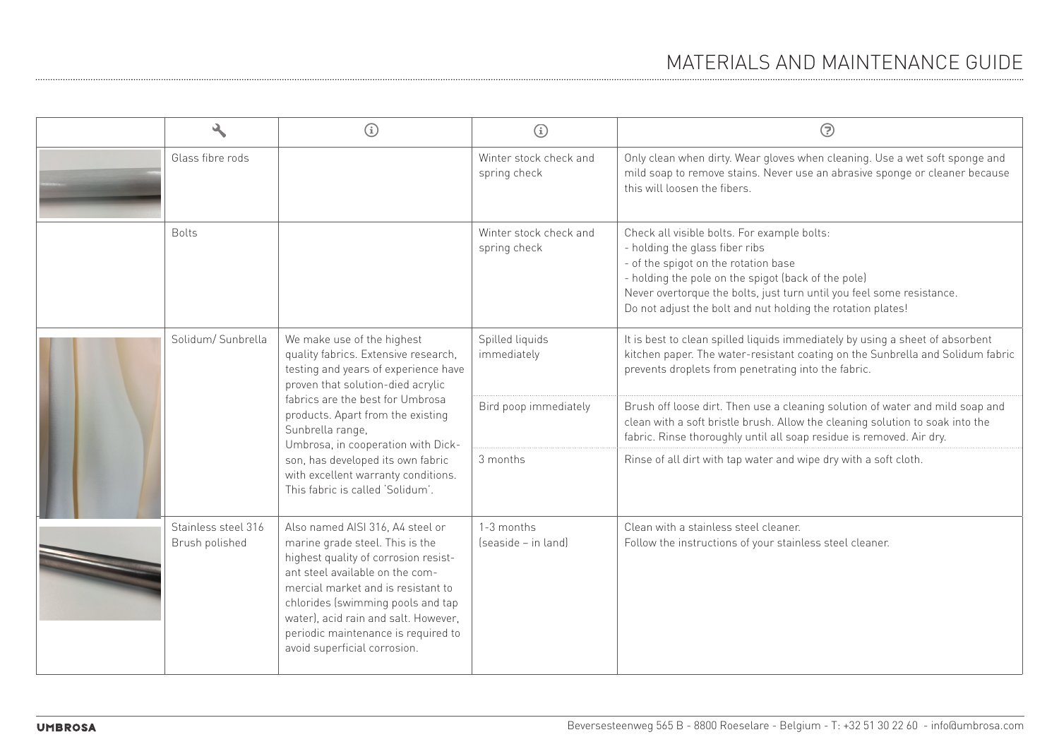# MATERIALS AND MAINTENANCE GUIDE

| | 🔧 | ⓘ | ⓘ | ? |
|---|---|---|---|---|
| | Glass fibre rods | | Winter stock check and spring check | Only clean when dirty. Wear gloves when cleaning. Use a wet soft sponge and mild soap to remove stains. Never use an abrasive sponge or cleaner because this will loosen the fibers. |
| | Bolts | | Winter stock check and spring check | Check all visible bolts. For example bolts:<br>- holding the glass fiber ribs<br>- of the spigot on the rotation base<br>- holding the pole on the spigot (back of the pole)<br>Never overtorque the bolts, just turn until you feel some resistance.<br>Do not adjust the bolt and nut holding the rotation plates! |
| | Solidum/ Sunbrella | We make use of the highest quality fabrics. Extensive research, testing and years of experience have proven that solution-died acrylic fabrics are the best for Umbrosa products. Apart from the existing Sunbrella range, Umbrosa, in cooperation with Dick-son, has developed its own fabric with excellent warranty conditions. This fabric is called 'Solidum'. | Spilled liquids immediately | It is best to clean spilled liquids immediately by using a sheet of absorbent kitchen paper. The water-resistant coating on the Sunbrella and Solidum fabric prevents droplets from penetrating into the fabric. |
| | | | Bird poop immediately | Brush off loose dirt. Then use a cleaning solution of water and mild soap and clean with a soft bristle brush. Allow the cleaning solution to soak into the fabric. Rinse thoroughly until all soap residue is removed. Air dry. |
| | | | 3 months | Rinse of all dirt with tap water and wipe dry with a soft cloth. |
| | Stainless steel 316 Brush polished | Also named AISI 316, A4 steel or marine grade steel. This is the highest quality of corrosion resist-ant steel available on the com-mercial market and is resistant to chlorides (swimming pools and tap water), acid rain and salt. However, periodic maintenance is required to avoid superficial corrosion. | 1-3 months (seaside – in land) | Clean with a stainless steel cleaner.<br>Follow the instructions of your stainless steel cleaner. |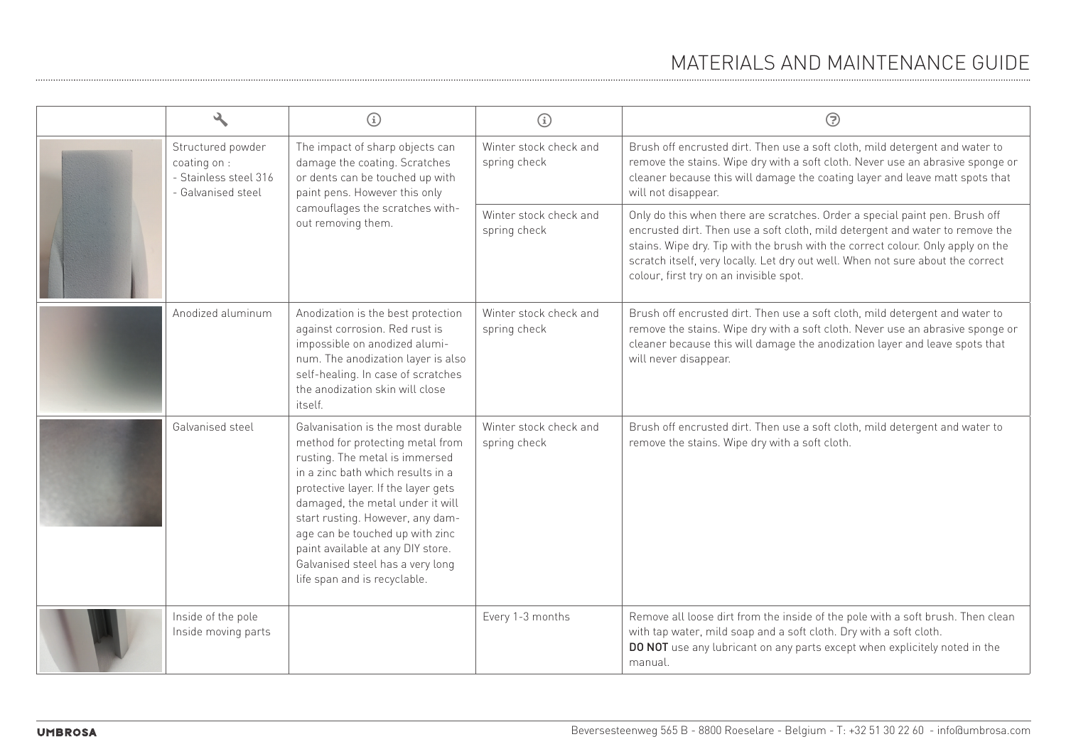# MATERIALS AND MAINTENANCE GUIDE

| | | | | |
|---|---|---|---|---|
| | Structured powder coating on :<br>- Stainless steel 316<br>- Galvanised steel | The impact of sharp objects can damage the coating. Scratches or dents can be touched up with paint pens. However this only camouflages the scratches without removing them. | Winter stock check and spring check | Brush off encrusted dirt. Then use a soft cloth, mild detergent and water to remove the stains. Wipe dry with a soft cloth. Never use an abrasive sponge or cleaner because this will damage the coating layer and leave matt spots that will not disappear. |
| | | | Winter stock check and spring check | Only do this when there are scratches. Order a special paint pen. Brush off encrusted dirt. Then use a soft cloth, mild detergent and water to remove the stains. Wipe dry. Tip with the brush with the correct colour. Only apply on the scratch itself, very locally. Let dry out well. When not sure about the correct colour, first try on an invisible spot. |
| | Anodized aluminum | Anodization is the best protection against corrosion. Red rust is impossible on anodized aluminum. The anodization layer is also self-healing. In case of scratches the anodization skin will close itself. | Winter stock check and spring check | Brush off encrusted dirt. Then use a soft cloth, mild detergent and water to remove the stains. Wipe dry with a soft cloth. Never use an abrasive sponge or cleaner because this will damage the anodization layer and leave spots that will never disappear. |
| | Galvanised steel | Galvanisation is the most durable method for protecting metal from rusting. The metal is immersed in a zinc bath which results in a protective layer. If the layer gets damaged, the metal under it will start rusting. However, any damage can be touched up with zinc paint available at any DIY store. Galvanised steel has a very long life span and is recyclable. | Winter stock check and spring check | Brush off encrusted dirt. Then use a soft cloth, mild detergent and water to remove the stains. Wipe dry with a soft cloth. |
| | Inside of the pole<br>Inside moving parts | | Every 1-3 months | Remove all loose dirt from the inside of the pole with a soft brush. Then clean with tap water, mild soap and a soft cloth. Dry with a soft cloth.<br>**DO NOT** use any lubricant on any parts except when explicitely noted in the manual. |

**UMBROSA**

Beversesteenweg 565 B - 8800 Roeselare - Belgium - T: +32 51 30 22 60 - info@umbrosa.com